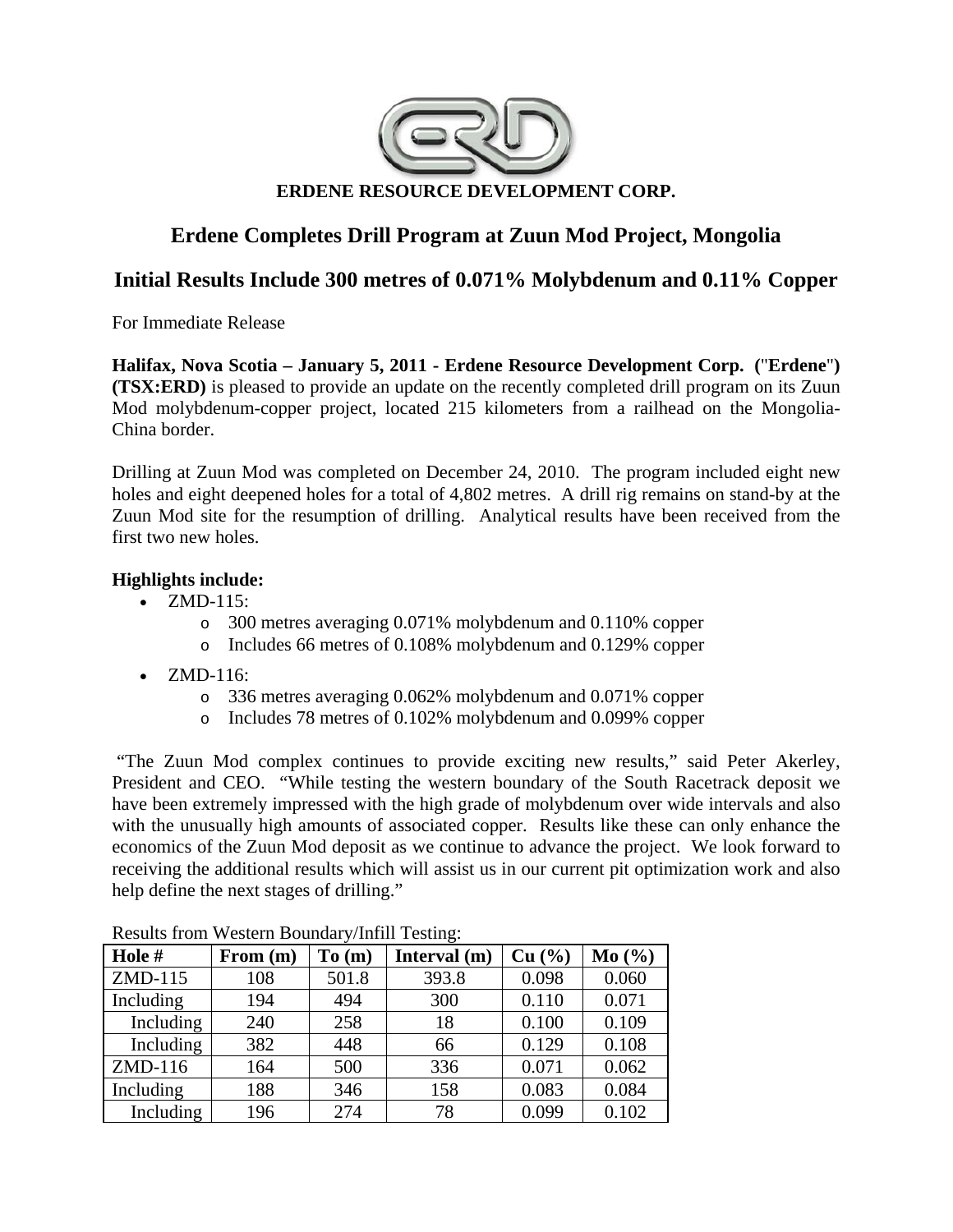**ERDENE RESOURCE DEVELOPMENT CORP.**

# Erdene Completes Drill Program at Zuun Mod Project, Mongolia

## Initial Results Include 300 metres of 0.071% Molybdenum and 0.11% Copper

For Immediate Release

**Halifax, Nova Scotia – January 5, 2011 - Erdene Resource Development Corp. ("Erdene") (TSX:ERD)** is pleased to provide an update on the recently completed drill program on its Zuun Mod molybdenum-copper project, located 215 kilometers from a railhead on the Mongolia-China border.

Drilling at Zuun Mod was completed on December 24, 2010. The program included eight new holes and eight deepened holes for a total of 4,802 metres. A drill rig remains on stand-by at the Zuun Mod site for the resumption of drilling. Analytical results have been received from the first two new holes.

**Highlights include:**

- ZMD-115:
  - 300 metres averaging 0.071% molybdenum and 0.110% copper
  - Includes 66 metres of 0.108% molybdenum and 0.129% copper
- ZMD-116:
  - 336 metres averaging 0.062% molybdenum and 0.071% copper
  - Includes 78 metres of 0.102% molybdenum and 0.099% copper

"The Zuun Mod complex continues to provide exciting new results," said Peter Akerley, President and CEO. "While testing the western boundary of the South Racetrack deposit we have been extremely impressed with the high grade of molybdenum over wide intervals and also with the unusually high amounts of associated copper. Results like these can only enhance the economics of the Zuun Mod deposit as we continue to advance the project. We look forward to receiving the additional results which will assist us in our current pit optimization work and also help define the next stages of drilling."

Results from Western Boundary/Infill Testing:

| Hole # | From (m) | To (m) | Interval (m) | Cu (%) | Mo (%) |
|---|---|---|---|---|---|
| ZMD-115 | 108 | 501.8 | 393.8 | 0.098 | 0.060 |
| Including | 194 | 494 | 300 | 0.110 | 0.071 |
| Including | 240 | 258 | 18 | 0.100 | 0.109 |
| Including | 382 | 448 | 66 | 0.129 | 0.108 |
| ZMD-116 | 164 | 500 | 336 | 0.071 | 0.062 |
| Including | 188 | 346 | 158 | 0.083 | 0.084 |
| Including | 196 | 274 | 78 | 0.099 | 0.102 |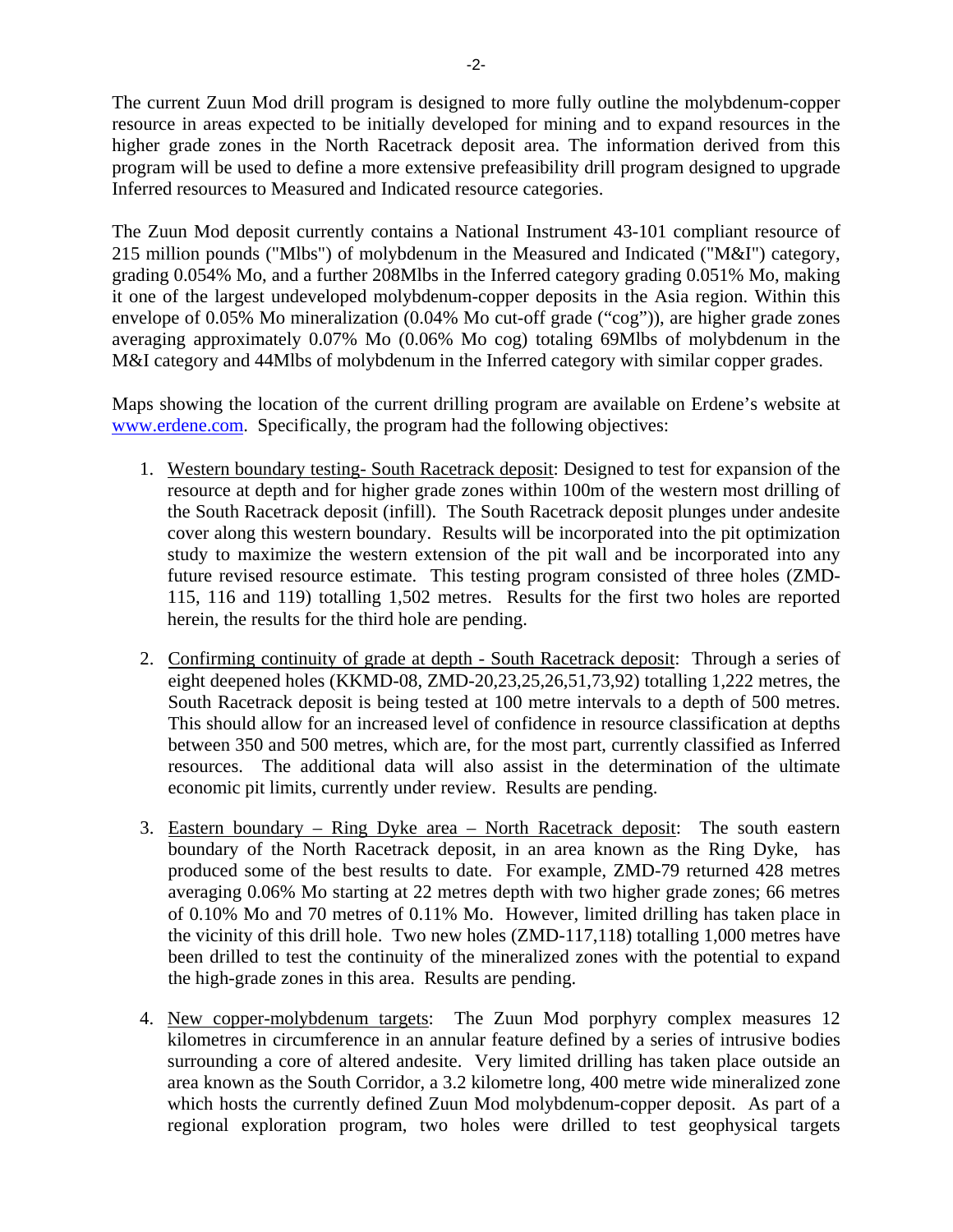The current Zuun Mod drill program is designed to more fully outline the molybdenum-copper resource in areas expected to be initially developed for mining and to expand resources in the higher grade zones in the North Racetrack deposit area. The information derived from this program will be used to define a more extensive prefeasibility drill program designed to upgrade Inferred resources to Measured and Indicated resource categories.

The Zuun Mod deposit currently contains a National Instrument 43-101 compliant resource of 215 million pounds ("Mlbs") of molybdenum in the Measured and Indicated ("M&I") category, grading 0.054% Mo, and a further 208Mlbs in the Inferred category grading 0.051% Mo, making it one of the largest undeveloped molybdenum-copper deposits in the Asia region. Within this envelope of 0.05% Mo mineralization (0.04% Mo cut-off grade ("cog")), are higher grade zones averaging approximately 0.07% Mo (0.06% Mo cog) totaling 69Mlbs of molybdenum in the M&I category and 44Mlbs of molybdenum in the Inferred category with similar copper grades.

Maps showing the location of the current drilling program are available on Erdene's website at www.erdene.com. Specifically, the program had the following objectives:

1. Western boundary testing- South Racetrack deposit: Designed to test for expansion of the resource at depth and for higher grade zones within 100m of the western most drilling of the South Racetrack deposit (infill). The South Racetrack deposit plunges under andesite cover along this western boundary. Results will be incorporated into the pit optimization study to maximize the western extension of the pit wall and be incorporated into any future revised resource estimate. This testing program consisted of three holes (ZMD-115, 116 and 119) totalling 1,502 metres. Results for the first two holes are reported herein, the results for the third hole are pending.

2. Confirming continuity of grade at depth - South Racetrack deposit: Through a series of eight deepened holes (KKMD-08, ZMD-20,23,25,26,51,73,92) totalling 1,222 metres, the South Racetrack deposit is being tested at 100 metre intervals to a depth of 500 metres. This should allow for an increased level of confidence in resource classification at depths between 350 and 500 metres, which are, for the most part, currently classified as Inferred resources. The additional data will also assist in the determination of the ultimate economic pit limits, currently under review. Results are pending.

3. Eastern boundary – Ring Dyke area – North Racetrack deposit: The south eastern boundary of the North Racetrack deposit, in an area known as the Ring Dyke, has produced some of the best results to date. For example, ZMD-79 returned 428 metres averaging 0.06% Mo starting at 22 metres depth with two higher grade zones; 66 metres of 0.10% Mo and 70 metres of 0.11% Mo. However, limited drilling has taken place in the vicinity of this drill hole. Two new holes (ZMD-117,118) totalling 1,000 metres have been drilled to test the continuity of the mineralized zones with the potential to expand the high-grade zones in this area. Results are pending.

4. New copper-molybdenum targets: The Zuun Mod porphyry complex measures 12 kilometres in circumference in an annular feature defined by a series of intrusive bodies surrounding a core of altered andesite. Very limited drilling has taken place outside an area known as the South Corridor, a 3.2 kilometre long, 400 metre wide mineralized zone which hosts the currently defined Zuun Mod molybdenum-copper deposit. As part of a regional exploration program, two holes were drilled to test geophysical targets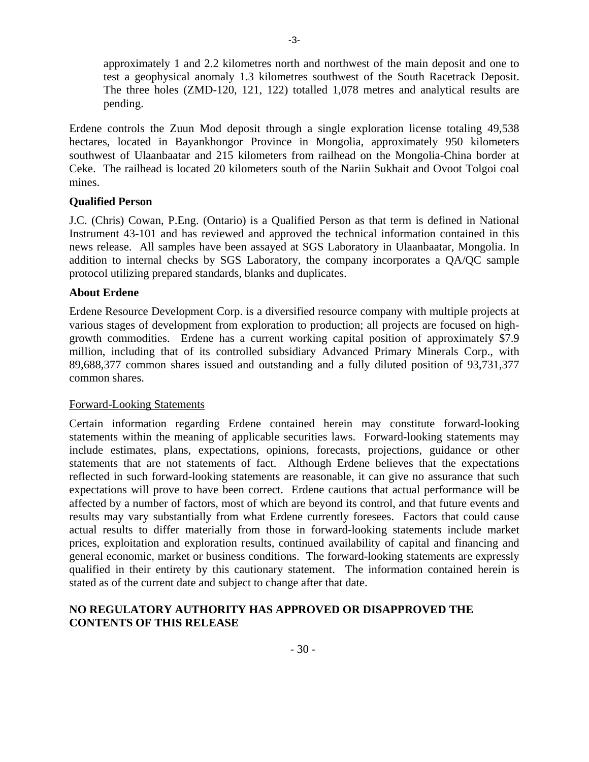approximately 1 and 2.2 kilometres north and northwest of the main deposit and one to test a geophysical anomaly 1.3 kilometres southwest of the South Racetrack Deposit. The three holes (ZMD-120, 121, 122) totalled 1,078 metres and analytical results are pending.

Erdene controls the Zuun Mod deposit through a single exploration license totaling 49,538 hectares, located in Bayankhongor Province in Mongolia, approximately 950 kilometers southwest of Ulaanbaatar and 215 kilometers from railhead on the Mongolia-China border at Ceke. The railhead is located 20 kilometers south of the Nariin Sukhait and Ovoot Tolgoi coal mines.

**Qualified Person**

J.C. (Chris) Cowan, P.Eng. (Ontario) is a Qualified Person as that term is defined in National Instrument 43-101 and has reviewed and approved the technical information contained in this news release. All samples have been assayed at SGS Laboratory in Ulaanbaatar, Mongolia. In addition to internal checks by SGS Laboratory, the company incorporates a QA/QC sample protocol utilizing prepared standards, blanks and duplicates.

**About Erdene**

Erdene Resource Development Corp. is a diversified resource company with multiple projects at various stages of development from exploration to production; all projects are focused on high-growth commodities. Erdene has a current working capital position of approximately $7.9 million, including that of its controlled subsidiary Advanced Primary Minerals Corp., with 89,688,377 common shares issued and outstanding and a fully diluted position of 93,731,377 common shares.

Forward-Looking Statements

Certain information regarding Erdene contained herein may constitute forward-looking statements within the meaning of applicable securities laws. Forward-looking statements may include estimates, plans, expectations, opinions, forecasts, projections, guidance or other statements that are not statements of fact. Although Erdene believes that the expectations reflected in such forward-looking statements are reasonable, it can give no assurance that such expectations will prove to have been correct. Erdene cautions that actual performance will be affected by a number of factors, most of which are beyond its control, and that future events and results may vary substantially from what Erdene currently foresees. Factors that could cause actual results to differ materially from those in forward-looking statements include market prices, exploitation and exploration results, continued availability of capital and financing and general economic, market or business conditions. The forward-looking statements are expressly qualified in their entirety by this cautionary statement. The information contained herein is stated as of the current date and subject to change after that date.

**NO REGULATORY AUTHORITY HAS APPROVED OR DISAPPROVED THE CONTENTS OF THIS RELEASE**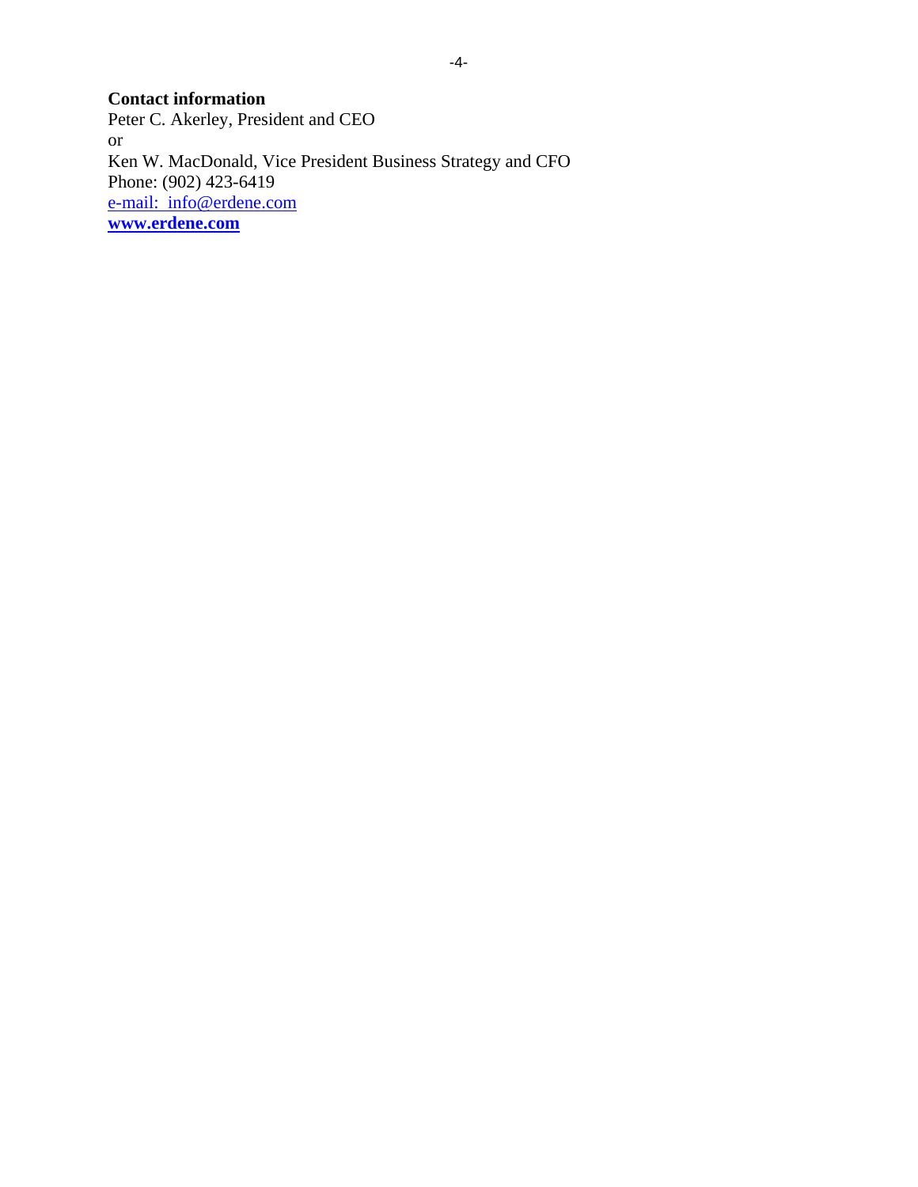**Contact information**

Peter C. Akerley, President and CEO

or

Ken W. MacDonald, Vice President Business Strategy and CFO

Phone: (902) 423-6419

e-mail: info@erdene.com

**www.erdene.com**